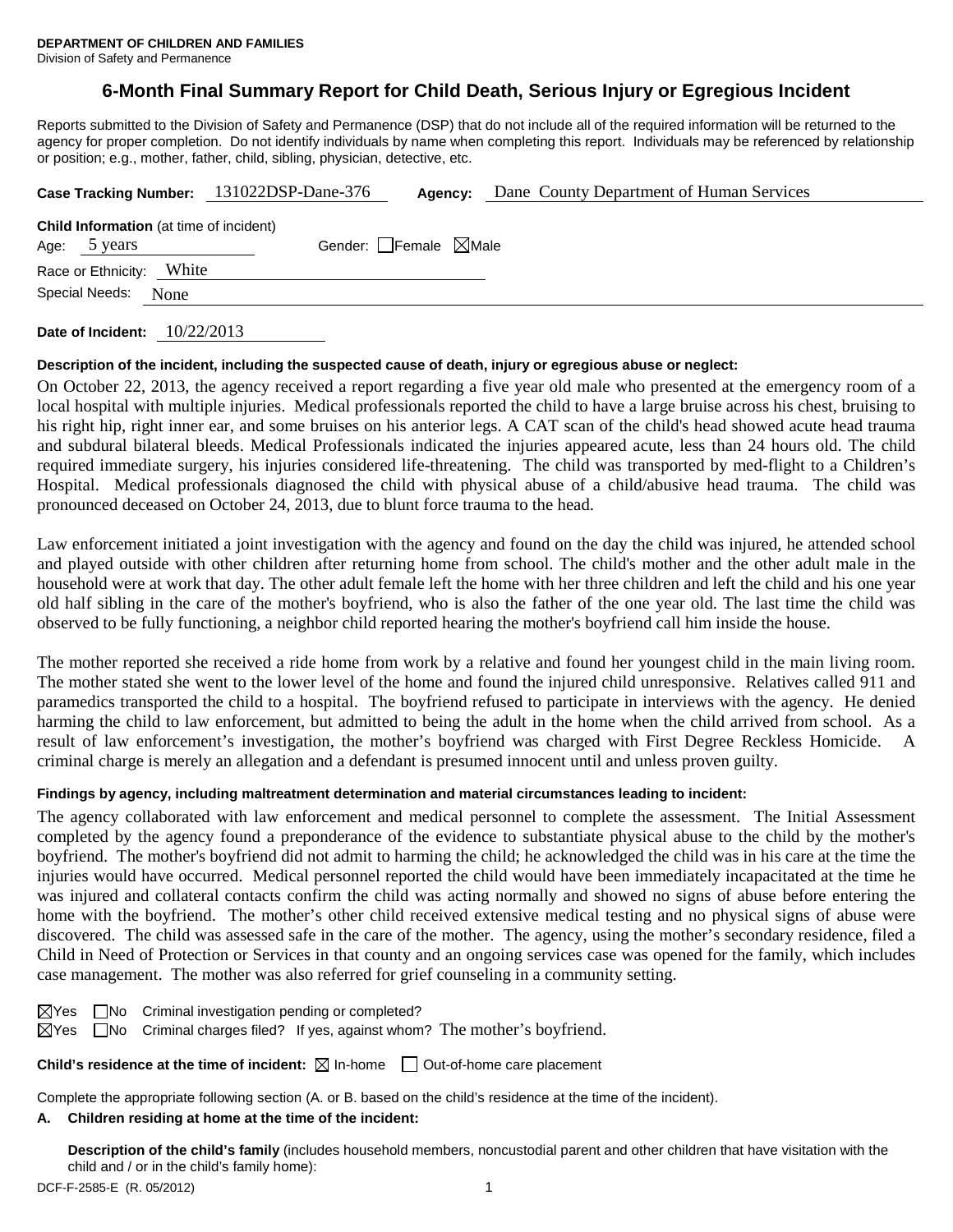**DEPARTMENT OF CHILDREN AND FAMILIES**
Division of Safety and Permanence

# 6-Month Final Summary Report for Child Death, Serious Injury or Egregious Incident

Reports submitted to the Division of Safety and Permanence (DSP) that do not include all of the required information will be returned to the agency for proper completion. Do not identify individuals by name when completing this report. Individuals may be referenced by relationship or position; e.g., mother, father, child, sibling, physician, detective, etc.

**Case Tracking Number:** 131022DSP-Dane-376 **Agency:** Dane County Department of Human Services

**Child Information** (at time of incident)
Age: 5 years Gender: ☐Female ☒Male
Race or Ethnicity: White
Special Needs: None

**Date of Incident:** 10/22/2013

**Description of the incident, including the suspected cause of death, injury or egregious abuse or neglect:**

On October 22, 2013, the agency received a report regarding a five year old male who presented at the emergency room of a local hospital with multiple injuries. Medical professionals reported the child to have a large bruise across his chest, bruising to his right hip, right inner ear, and some bruises on his anterior legs. A CAT scan of the child's head showed acute head trauma and subdural bilateral bleeds. Medical Professionals indicated the injuries appeared acute, less than 24 hours old. The child required immediate surgery, his injuries considered life-threatening. The child was transported by med-flight to a Children's Hospital. Medical professionals diagnosed the child with physical abuse of a child/abusive head trauma. The child was pronounced deceased on October 24, 2013, due to blunt force trauma to the head.

Law enforcement initiated a joint investigation with the agency and found on the day the child was injured, he attended school and played outside with other children after returning home from school. The child's mother and the other adult male in the household were at work that day. The other adult female left the home with her three children and left the child and his one year old half sibling in the care of the mother's boyfriend, who is also the father of the one year old. The last time the child was observed to be fully functioning, a neighbor child reported hearing the mother's boyfriend call him inside the house.

The mother reported she received a ride home from work by a relative and found her youngest child in the main living room. The mother stated she went to the lower level of the home and found the injured child unresponsive. Relatives called 911 and paramedics transported the child to a hospital. The boyfriend refused to participate in interviews with the agency. He denied harming the child to law enforcement, but admitted to being the adult in the home when the child arrived from school. As a result of law enforcement's investigation, the mother's boyfriend was charged with First Degree Reckless Homicide. A criminal charge is merely an allegation and a defendant is presumed innocent until and unless proven guilty.

**Findings by agency, including maltreatment determination and material circumstances leading to incident:**

The agency collaborated with law enforcement and medical personnel to complete the assessment. The Initial Assessment completed by the agency found a preponderance of the evidence to substantiate physical abuse to the child by the mother's boyfriend. The mother's boyfriend did not admit to harming the child; he acknowledged the child was in his care at the time the injuries would have occurred. Medical personnel reported the child would have been immediately incapacitated at the time he was injured and collateral contacts confirm the child was acting normally and showed no signs of abuse before entering the home with the boyfriend. The mother's other child received extensive medical testing and no physical signs of abuse were discovered. The child was assessed safe in the care of the mother. The agency, using the mother's secondary residence, filed a Child in Need of Protection or Services in that county and an ongoing services case was opened for the family, which includes case management. The mother was also referred for grief counseling in a community setting.

☒Yes ☐No Criminal investigation pending or completed?
☒Yes ☐No Criminal charges filed? If yes, against whom? The mother's boyfriend.

**Child's residence at the time of incident:** ☒ In-home ☐ Out-of-home care placement

Complete the appropriate following section (A. or B. based on the child's residence at the time of the incident).

**A. Children residing at home at the time of the incident:**

**Description of the child's family** (includes household members, noncustodial parent and other children that have visitation with the child and / or in the child's family home):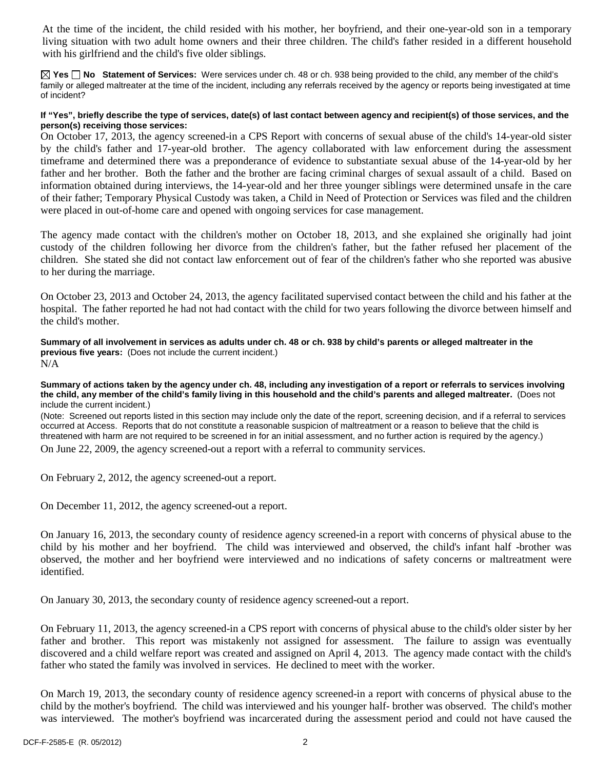At the time of the incident, the child resided with his mother, her boyfriend, and their one-year-old son in a temporary living situation with two adult home owners and their three children. The child's father resided in a different household with his girlfriend and the child's five older siblings.

☒ **Yes** ☐ **No** **Statement of Services:** Were services under ch. 48 or ch. 938 being provided to the child, any member of the child's family or alleged maltreater at the time of the incident, including any referrals received by the agency or reports being investigated at time of incident?

**If "Yes", briefly describe the type of services, date(s) of last contact between agency and recipient(s) of those services, and the person(s) receiving those services:**

On October 17, 2013, the agency screened-in a CPS Report with concerns of sexual abuse of the child's 14-year-old sister by the child's father and 17-year-old brother. The agency collaborated with law enforcement during the assessment timeframe and determined there was a preponderance of evidence to substantiate sexual abuse of the 14-year-old by her father and her brother. Both the father and the brother are facing criminal charges of sexual assault of a child. Based on information obtained during interviews, the 14-year-old and her three younger siblings were determined unsafe in the care of their father; Temporary Physical Custody was taken, a Child in Need of Protection or Services was filed and the children were placed in out-of-home care and opened with ongoing services for case management.

The agency made contact with the children's mother on October 18, 2013, and she explained she originally had joint custody of the children following her divorce from the children's father, but the father refused her placement of the children. She stated she did not contact law enforcement out of fear of the children's father who she reported was abusive to her during the marriage.

On October 23, 2013 and October 24, 2013, the agency facilitated supervised contact between the child and his father at the hospital. The father reported he had not had contact with the child for two years following the divorce between himself and the child's mother.

**Summary of all involvement in services as adults under ch. 48 or ch. 938 by child's parents or alleged maltreater in the previous five years:** (Does not include the current incident.)

N/A

**Summary of actions taken by the agency under ch. 48, including any investigation of a report or referrals to services involving the child, any member of the child's family living in this household and the child's parents and alleged maltreater.** (Does not include the current incident.)

(Note: Screened out reports listed in this section may include only the date of the report, screening decision, and if a referral to services occurred at Access. Reports that do not constitute a reasonable suspicion of maltreatment or a reason to believe that the child is threatened with harm are not required to be screened in for an initial assessment, and no further action is required by the agency.)

On June 22, 2009, the agency screened-out a report with a referral to community services.

On February 2, 2012, the agency screened-out a report.

On December 11, 2012, the agency screened-out a report.

On January 16, 2013, the secondary county of residence agency screened-in a report with concerns of physical abuse to the child by his mother and her boyfriend. The child was interviewed and observed, the child's infant half -brother was observed, the mother and her boyfriend were interviewed and no indications of safety concerns or maltreatment were identified.

On January 30, 2013, the secondary county of residence agency screened-out a report.

On February 11, 2013, the agency screened-in a CPS report with concerns of physical abuse to the child's older sister by her father and brother. This report was mistakenly not assigned for assessment. The failure to assign was eventually discovered and a child welfare report was created and assigned on April 4, 2013. The agency made contact with the child's father who stated the family was involved in services. He declined to meet with the worker.

On March 19, 2013, the secondary county of residence agency screened-in a report with concerns of physical abuse to the child by the mother's boyfriend. The child was interviewed and his younger half- brother was observed. The child's mother was interviewed. The mother's boyfriend was incarcerated during the assessment period and could not have caused the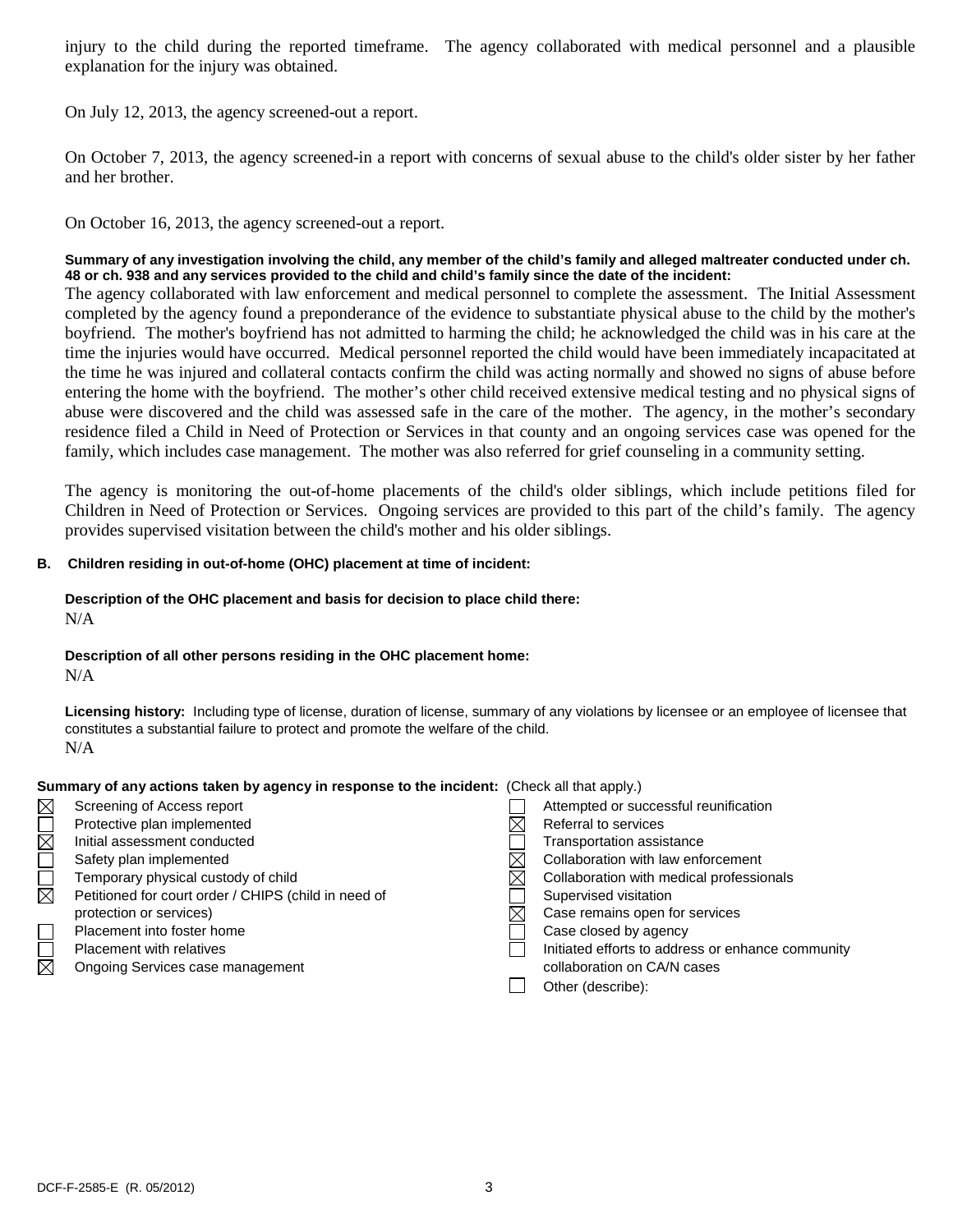injury to the child during the reported timeframe. The agency collaborated with medical personnel and a plausible explanation for the injury was obtained.

On July 12, 2013, the agency screened-out a report.

On October 7, 2013, the agency screened-in a report with concerns of sexual abuse to the child's older sister by her father and her brother.

On October 16, 2013, the agency screened-out a report.

**Summary of any investigation involving the child, any member of the child's family and alleged maltreater conducted under ch. 48 or ch. 938 and any services provided to the child and child's family since the date of the incident:**

The agency collaborated with law enforcement and medical personnel to complete the assessment. The Initial Assessment completed by the agency found a preponderance of the evidence to substantiate physical abuse to the child by the mother's boyfriend. The mother's boyfriend has not admitted to harming the child; he acknowledged the child was in his care at the time the injuries would have occurred. Medical personnel reported the child would have been immediately incapacitated at the time he was injured and collateral contacts confirm the child was acting normally and showed no signs of abuse before entering the home with the boyfriend. The mother's other child received extensive medical testing and no physical signs of abuse were discovered and the child was assessed safe in the care of the mother. The agency, in the mother's secondary residence filed a Child in Need of Protection or Services in that county and an ongoing services case was opened for the family, which includes case management. The mother was also referred for grief counseling in a community setting.

The agency is monitoring the out-of-home placements of the child's older siblings, which include petitions filed for Children in Need of Protection or Services. Ongoing services are provided to this part of the child's family. The agency provides supervised visitation between the child's mother and his older siblings.

**B. Children residing in out-of-home (OHC) placement at time of incident:**

**Description of the OHC placement and basis for decision to place child there:**
N/A

**Description of all other persons residing in the OHC placement home:**
N/A

**Licensing history:** Including type of license, duration of license, summary of any violations by licensee or an employee of licensee that constitutes a substantial failure to protect and promote the welfare of the child.
N/A

**Summary of any actions taken by agency in response to the incident:** (Check all that apply.)

- ☒ Screening of Access report
- ☐ Protective plan implemented
- ☒ Initial assessment conducted
- ☐ Safety plan implemented
- ☐ Temporary physical custody of child
- ☒ Petitioned for court order / CHIPS (child in need of protection or services)
- ☐ Placement into foster home
- ☐ Placement with relatives
- ☒ Ongoing Services case management
- ☐ Attempted or successful reunification
- ☒ Referral to services
- ☐ Transportation assistance
- ☒ Collaboration with law enforcement
- ☒ Collaboration with medical professionals
- ☐ Supervised visitation
- ☒ Case remains open for services
- ☐ Case closed by agency
- ☐ Initiated efforts to address or enhance community collaboration on CA/N cases
- ☐ Other (describe):

DCF-F-2585-E (R. 05/2012)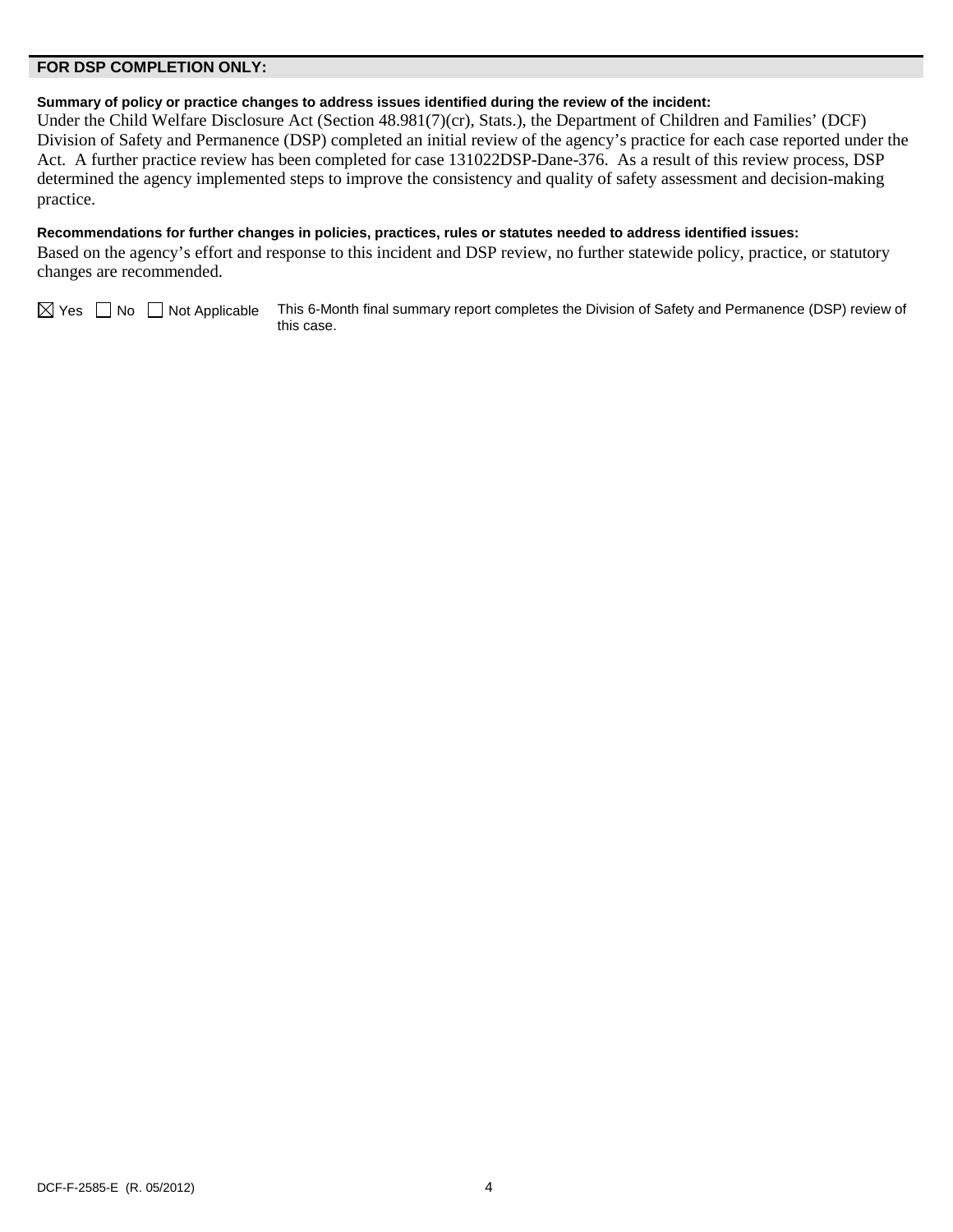## FOR DSP COMPLETION ONLY:

**Summary of policy or practice changes to address issues identified during the review of the incident:**

Under the Child Welfare Disclosure Act (Section 48.981(7)(cr), Stats.), the Department of Children and Families' (DCF) Division of Safety and Permanence (DSP) completed an initial review of the agency's practice for each case reported under the Act. A further practice review has been completed for case 131022DSP-Dane-376. As a result of this review process, DSP determined the agency implemented steps to improve the consistency and quality of safety assessment and decision-making practice.

**Recommendations for further changes in policies, practices, rules or statutes needed to address identified issues:**

Based on the agency's effort and response to this incident and DSP review, no further statewide policy, practice, or statutory changes are recommended.

☒ Yes ☐ No ☐ Not Applicable This 6-Month final summary report completes the Division of Safety and Permanence (DSP) review of this case.

DCF-F-2585-E (R. 05/2012)